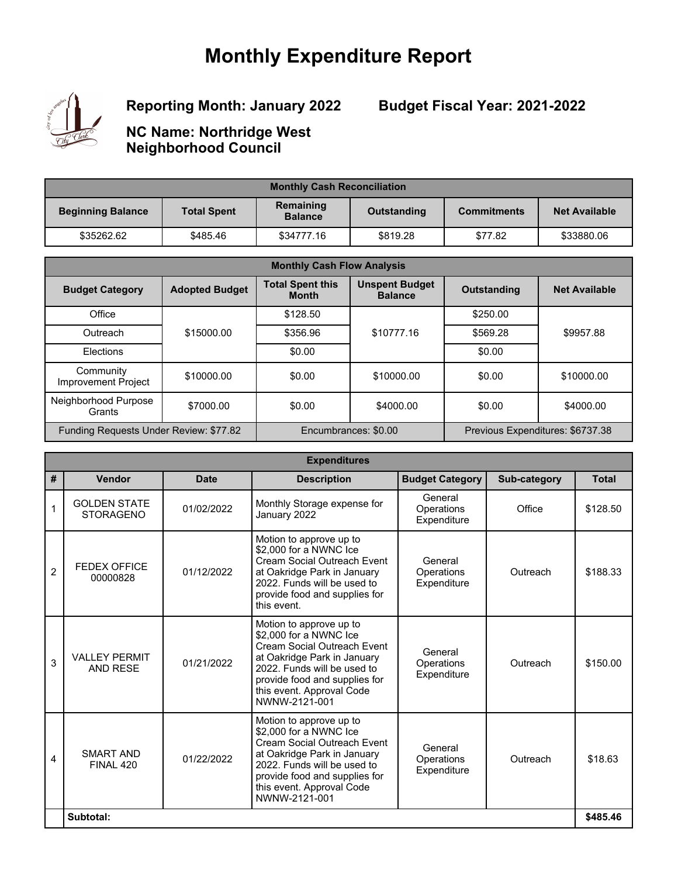# Monthly Expenditure Report

**Reporting Month: January 2022**

**Budget Fiscal Year: 2021-2022**

**NC Name: Northridge West Neighborhood Council**

| Monthly Cash Reconciliation | | | | | |
|---|---|---|---|---|---|
| **Beginning Balance** | **Total Spent** | **Remaining Balance** | **Outstanding** | **Commitments** | **Net Available** |
| $35262.62 | $485.46 | $34777.16 | $819.28 | $77.82 | $33880.06 |

| Monthly Cash Flow Analysis | | | | | |
|---|---|---|---|---|---|
| **Budget Category** | **Adopted Budget** | **Total Spent this Month** | **Unspent Budget Balance** | **Outstanding** | **Net Available** |
| Office | $15000.00 | $128.50 | $10777.16 | $250.00 | $9957.88 |
| Outreach | | $356.96 | | $569.28 | |
| Elections | | $0.00 | | $0.00 | |
| Community Improvement Project | $10000.00 | $0.00 | $10000.00 | $0.00 | $10000.00 |
| Neighborhood Purpose Grants | $7000.00 | $0.00 | $4000.00 | $0.00 | $4000.00 |
| Funding Requests Under Review: $77.82 | | Encumbrances: $0.00 | | Previous Expenditures: $6737.38 | |

| Expenditures | | | | | | |
|---|---|---|---|---|---|---|
| **#** | **Vendor** | **Date** | **Description** | **Budget Category** | **Sub-category** | **Total** |
| 1 | GOLDEN STATE STORAGENO | 01/02/2022 | Monthly Storage expense for January 2022 | General Operations Expenditure | Office | $128.50 |
| 2 | FEDEX OFFICE 00000828 | 01/12/2022 | Motion to approve up to $2,000 for a NWNC Ice Cream Social Outreach Event at Oakridge Park in January 2022. Funds will be used to provide food and supplies for this event. | General Operations Expenditure | Outreach | $188.33 |
| 3 | VALLEY PERMIT AND RESE | 01/21/2022 | Motion to approve up to $2,000 for a NWNC Ice Cream Social Outreach Event at Oakridge Park in January 2022. Funds will be used to provide food and supplies for this event. Approval Code NWNW-2121-001 | General Operations Expenditure | Outreach | $150.00 |
| 4 | SMART AND FINAL 420 | 01/22/2022 | Motion to approve up to $2,000 for a NWNC Ice Cream Social Outreach Event at Oakridge Park in January 2022. Funds will be used to provide food and supplies for this event. Approval Code NWNW-2121-001 | General Operations Expenditure | Outreach | $18.63 |
| | **Subtotal:** | | | | | **$485.46** |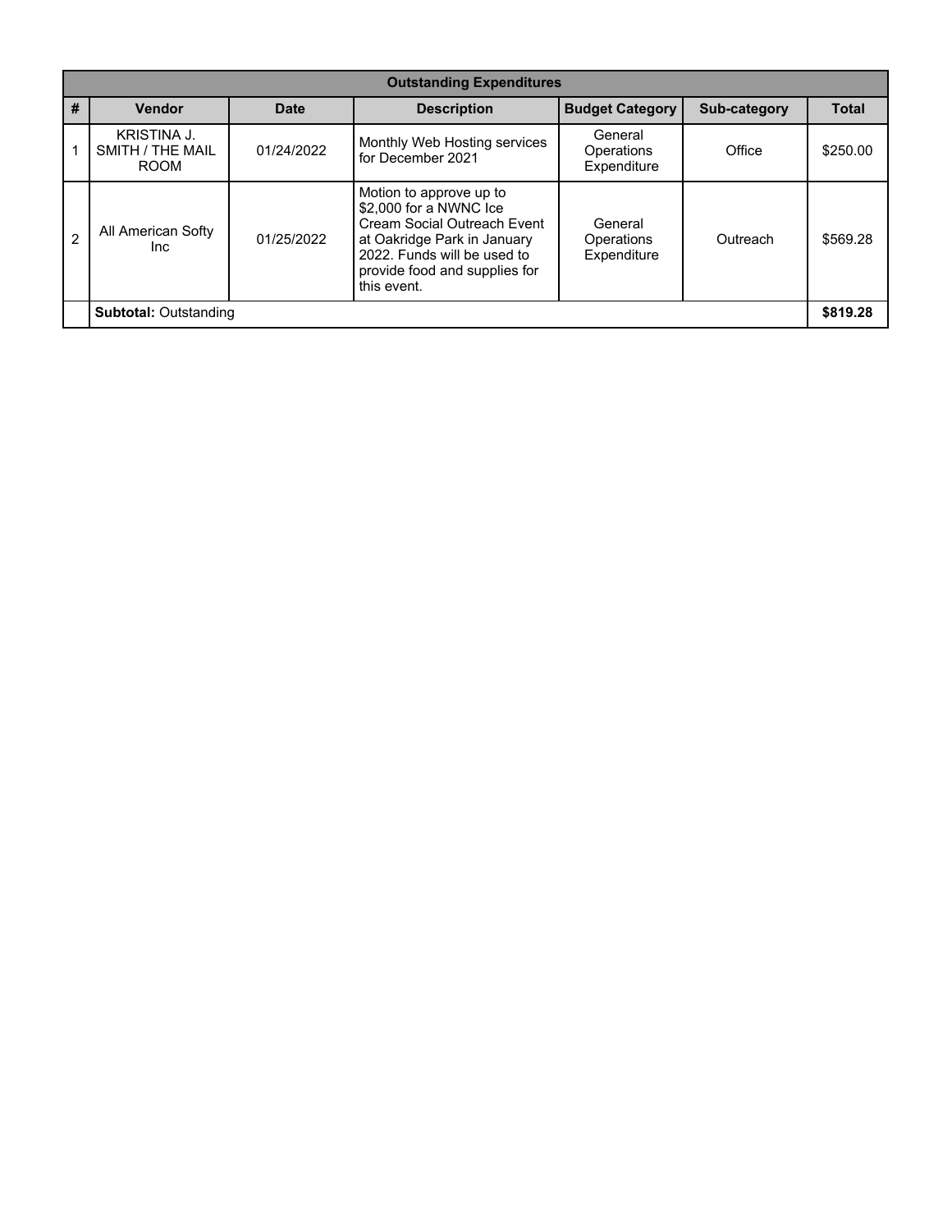| Outstanding Expenditures | | | | | | |
|---|---|---|---|---|---|---|
| **#** | **Vendor** | **Date** | **Description** | **Budget Category** | **Sub-category** | **Total** |
| 1 | KRISTINA J. SMITH / THE MAIL ROOM | 01/24/2022 | Monthly Web Hosting services for December 2021 | General Operations Expenditure | Office | $250.00 |
| 2 | All American Softy Inc | 01/25/2022 | Motion to approve up to $2,000 for a NWNC Ice Cream Social Outreach Event at Oakridge Park in January 2022. Funds will be used to provide food and supplies for this event. | General Operations Expenditure | Outreach | $569.28 |
| | **Subtotal:** Outstanding | | | | | **$819.28** |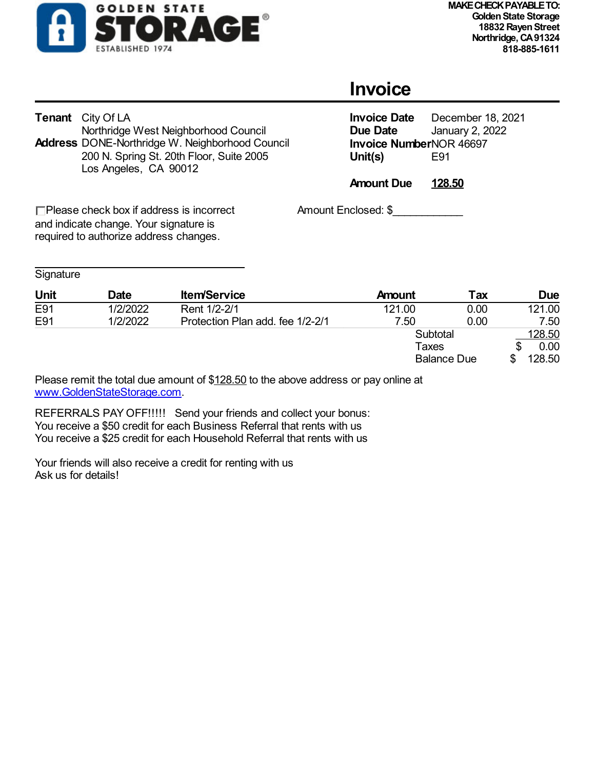**GOLDEN STATE STORAGE®**
ESTABLISHED 1974

**MAKE CHECK PAYABLE TO:**
**Golden State Storage**
**18832 Rayen Street**
**Northridge, CA 91324**
**818-885-1611**

# Invoice

**Tenant** City Of LA
Northridge West Neighborhood Council

**Address** DONE-Northridge W. Neighborhood Council
200 N. Spring St. 20th Floor, Suite 2005
Los Angeles, CA 90012

**Invoice Date** December 18, 2021
**Due Date** January 2, 2022
**Invoice Number** NOR 46697
**Unit(s)** E91

**Amount Due** **128.50**

☐ Please check box if address is incorrect and indicate change. Your signature is required to authorize address changes.

Amount Enclosed: $\_\_\_\_\_\_\_\_\_\_\_\_

\_\_\_\_\_\_\_\_\_\_\_\_\_\_\_\_\_\_\_\_\_\_\_\_\_\_\_\_\_\_\_\_
Signature

| Unit | Date | Item/Service | Amount | Tax | Due |
|---|---|---|---|---|---|
| E91 | 1/2/2022 | Rent 1/2-2/1 | 121.00 | 0.00 | 121.00 |
| E91 | 1/2/2022 | Protection Plan add. fee 1/2-2/1 | 7.50 | 0.00 | 7.50 |
| | | | Subtotal | | 128.50 |
| | | | Taxes | | $ 0.00 |
| | | | Balance Due | | $ 128.50 |

Please remit the total due amount of $128.50 to the above address or pay online at www.GoldenStateStorage.com.

REFERRALS PAY OFF!!!!! Send your friends and collect your bonus:
You receive a $50 credit for each Business Referral that rents with us
You receive a $25 credit for each Household Referral that rents with us

Your friends will also receive a credit for renting with us
Ask us for details!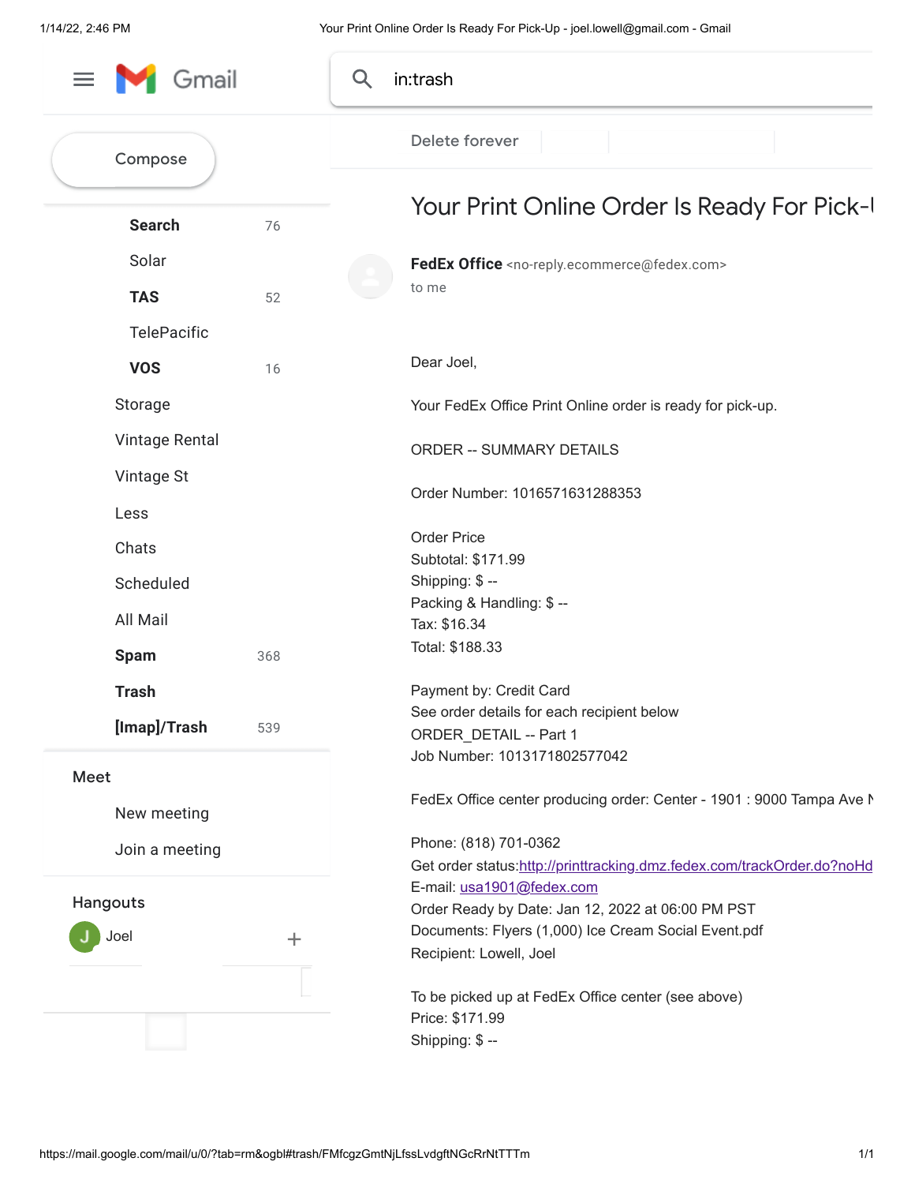# Your Print Online Order Is Ready For Pick-

**FedEx Office** <no-reply.ecommerce@fedex.com>
to me

Dear Joel,

Your FedEx Office Print Online order is ready for pick-up.

ORDER -- SUMMARY DETAILS

Order Number: 1016571631288353

Order Price
Subtotal: $171.99
Shipping: $ --
Packing & Handling: $ --
Tax: $16.34
Total: $188.33

Payment by: Credit Card
See order details for each recipient below
ORDER_DETAIL -- Part 1
Job Number: 1013171802577042

FedEx Office center producing order: Center - 1901 : 9000 Tampa Ave N

Phone: (818) 701-0362
Get order status:http://printtracking.dmz.fedex.com/trackOrder.do?noHd
E-mail: usa1901@fedex.com
Order Ready by Date: Jan 12, 2022 at 06:00 PM PST
Documents: Flyers (1,000) Ice Cream Social Event.pdf
Recipient: Lowell, Joel

To be picked up at FedEx Office center (see above)
Price: $171.99
Shipping: $ --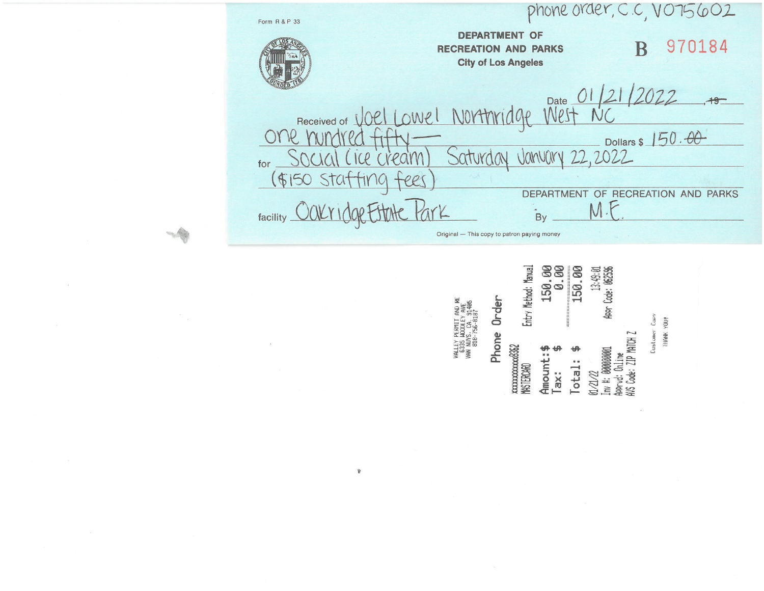phone order, C.C, V075602

Form R & P 33

**DEPARTMENT OF RECREATION AND PARKS**
**City of Los Angeles**

**B** 970184

Date 01/21/2022

Received of Joel Lowel Northridge West NC

one hundred fifty— Dollars $ 150.00

for Social (ice cream) Saturday January 22, 2022 ($150 staffing fees)

facility Oakridge Estate Park

DEPARTMENT OF RECREATION AND PARKS

By M.E.

Original — This copy to patron paying money

---

VALLEY PERMIT AND RE
6335 WOODLEY AVE
VAN NUYS, CA. 91406
818-756-8187

**Phone Order**

xxxxxxxxxxxx8362
MASTERCARD

Entry Method: Manual

Amount: $ 150.00
Tax: $ 0.00
Total: $ 150.00

01/21/22 13:49:01
Inv #: 000000001
Apprvd: Online
Appr Code: 062596
AVS Code: ZIP MATCH Z

Customer Copy

THANK YOU!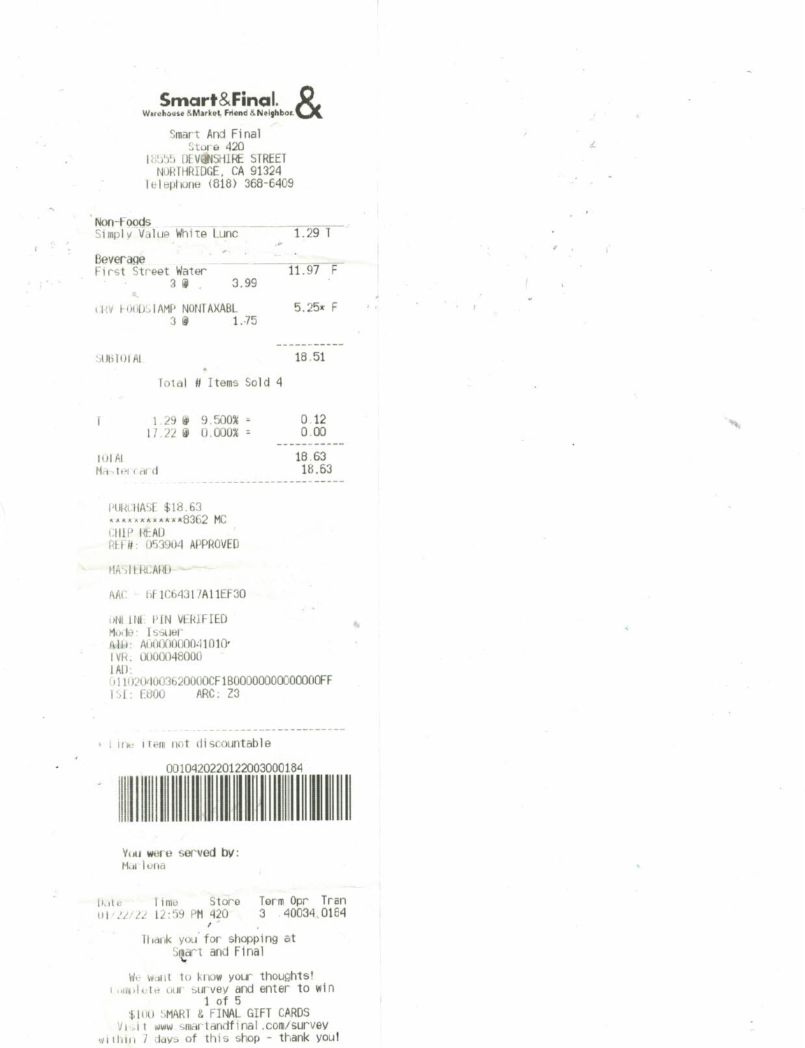**Smart&Final.**
Warehouse &Market. Friend &Neighbor.

Smart And Final
Store 420
18555 DEVONSHIRE STREET
NORTHRIDGE, CA 91324
Telephone (818) 368-6409

| | |
|---|---|
| **Non-Foods** | |
| Simply Value White Lunc | 1.29 T |
| **Beverage** | |
| First Street Water | 11.97 F |
| 3 @ 3.99 | |
| CRV FOODSTAMP NONTAXABL | 5.25* F |
| 3 @ 1.75 | |
| SUBTOTAL | 18.51 |

Total # Items Sold 4

| | | |
|---|---|---|
| T | 1.29 @ 9.500% = | 0.12 |
| | 17.22 @ 0.000% = | 0.00 |
| TOTAL | | 18.63 |
| Mastercard | | 18.63 |

PURCHASE $18.63
************8362 MC
CHIP READ
REF#: 053904 APPROVED

MASTERCARD

AAC - 6F1C64317A11EF30

ONLINE PIN VERIFIED
Mode: Issuer
AID: A0000000041010
TVR: 0000048000
IAD:
0110204003620000CF1B000000000000FF
TSI: E800 ARC: Z3

* Line item not discountable

00104202201220030001844

You were served by:
Marlena

| Date | Time | Store | Term | Opr | Tran |
|---|---|---|---|---|---|
| 01/22/22 | 12:59 PM | 420 | 3 | 40034 | 0184 |

Thank you for shopping at
Smart and Final

We want to know your thoughts!
Complete our survey and enter to win
1 of 5
$100 SMART & FINAL GIFT CARDS
Visit www.smartandfinal.com/survey
within 7 days of this shop - thank you!